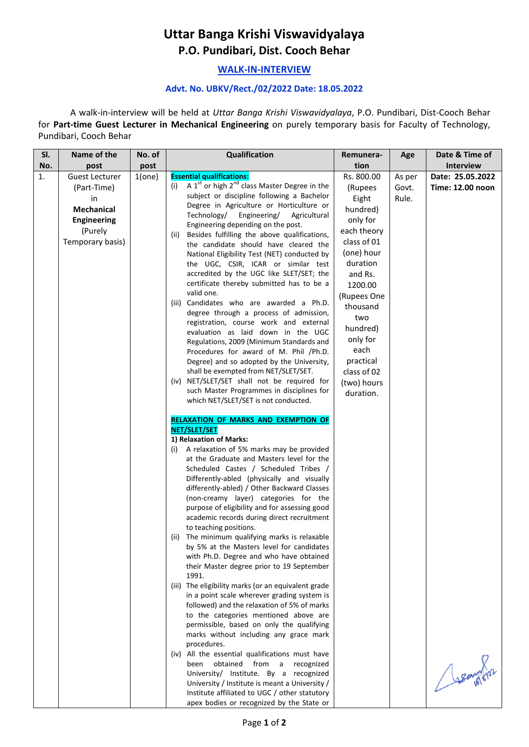# Uttar Banga Krishi Viswavidyalaya

## P.O. Pundibari, Dist. Cooch Behar

### WALK-IN-INTERVIEW

### Advt. No. UBKV/Rect./02/2022 Date: 18.05.2022

A walk-in-interview will be held at *Uttar Banga Krishi Viswavidyalaya*, P.O. Pundibari, Dist-Cooch Behar for **Part-time Guest Lecturer in Mechanical Engineering** on purely temporary basis for Faculty of Technology, Pundibari, Cooch Behar

| Sl. No. | Name of the post | No. of post | Qualification | Remuneration | Age | Date & Time of Interview |
|---|---|---|---|---|---|---|
| 1. | Guest Lecturer (Part-Time) in **Mechanical Engineering** (Purely Temporary basis) | 1(one) | **Essential qualifications:**<br>(i) A 1st or high 2nd class Master Degree in the subject or discipline following a Bachelor Degree in Agriculture or Horticulture or Technology/ Engineering/ Agricultural Engineering depending on the post.<br>(ii) Besides fulfilling the above qualifications, the candidate should have cleared the National Eligibility Test (NET) conducted by the UGC, CSIR, ICAR or similar test accredited by the UGC like SLET/SET; the certificate thereby submitted has to be a valid one.<br>(iii) Candidates who are awarded a Ph.D. degree through a process of admission, registration, course work and external evaluation as laid down in the UGC Regulations, 2009 (Minimum Standards and Procedures for award of M. Phil /Ph.D. Degree) and so adopted by the University, shall be exempted from NET/SLET/SET.<br>(iv) NET/SLET/SET shall not be required for such Master Programmes in disciplines for which NET/SLET/SET is not conducted.<br><br>**RELAXATION OF MARKS AND EXEMPTION OF NET/SLET/SET**<br>**1) Relaxation of Marks:**<br>(i) A relaxation of 5% marks may be provided at the Graduate and Masters level for the Scheduled Castes / Scheduled Tribes / Differently-abled (physically and visually differently-abled) / Other Backward Classes (non-creamy layer) categories for the purpose of eligibility and for assessing good academic records during direct recruitment to teaching positions.<br>(ii) The minimum qualifying marks is relaxable by 5% at the Masters level for candidates with Ph.D. Degree and who have obtained their Master degree prior to 19 September 1991.<br>(iii) The eligibility marks (or an equivalent grade in a point scale wherever grading system is followed) and the relaxation of 5% of marks to the categories mentioned above are permissible, based on only the qualifying marks without including any grace mark procedures.<br>(iv) All the essential qualifications must have been obtained from a recognized University/ Institute. By a recognized University / Institute is meant a University / Institute affiliated to UGC / other statutory apex bodies or recognized by the State or | Rs. 800.00 (Rupees Eight hundred) only for each theory class of 01 (one) hour duration and Rs. 1200.00 (Rupees One thousand two hundred) only for each practical class of 02 (two) hours duration. | As per Govt. Rule. | **Date: 25.05.2022**<br>**Time: 12.00 noon** |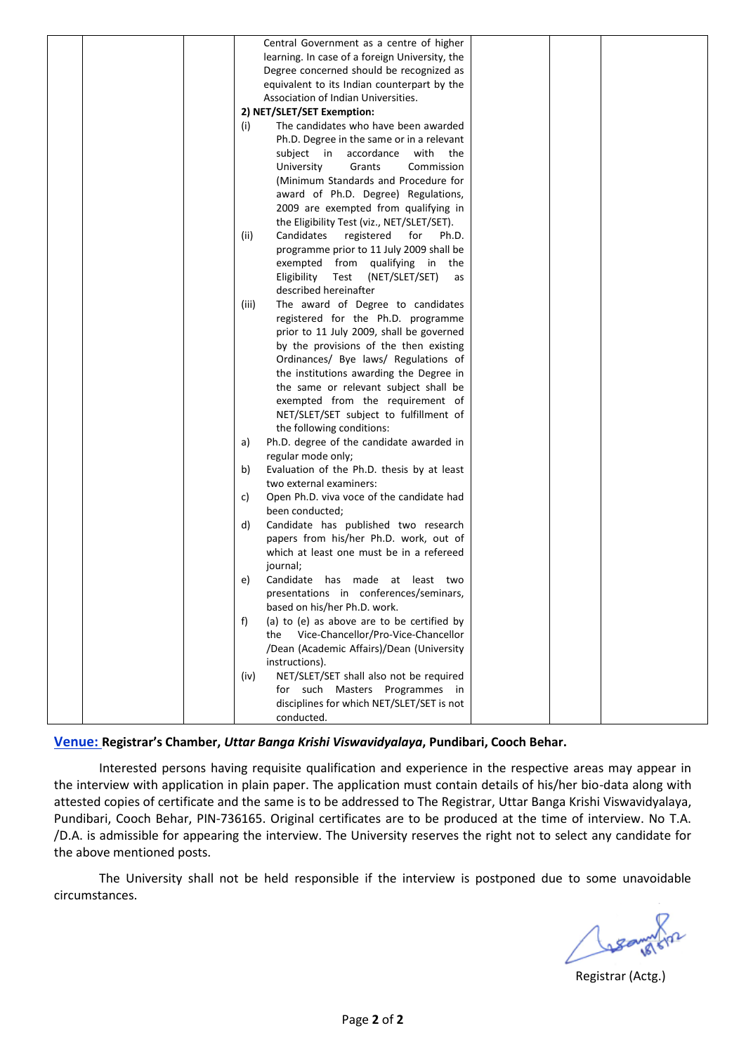| | | | | | | |
|---|---|---|---|---|---|---|
| | | | Central Government as a centre of higher learning. In case of a foreign University, the Degree concerned should be recognized as equivalent to its Indian counterpart by the Association of Indian Universities.<br>**2) NET/SLET/SET Exemption:**<br>(i) The candidates who have been awarded Ph.D. Degree in the same or in a relevant subject in accordance with the University Grants Commission (Minimum Standards and Procedure for award of Ph.D. Degree) Regulations, 2009 are exempted from qualifying in the Eligibility Test (viz., NET/SLET/SET).<br>(ii) Candidates registered for Ph.D. programme prior to 11 July 2009 shall be exempted from qualifying in the Eligibility Test (NET/SLET/SET) as described hereinafter<br>(iii) The award of Degree to candidates registered for the Ph.D. programme prior to 11 July 2009, shall be governed by the provisions of the then existing Ordinances/ Bye laws/ Regulations of the institutions awarding the Degree in the same or relevant subject shall be exempted from the requirement of NET/SLET/SET subject to fulfillment of the following conditions:<br>a) Ph.D. degree of the candidate awarded in regular mode only;<br>b) Evaluation of the Ph.D. thesis by at least two external examiners:<br>c) Open Ph.D. viva voce of the candidate had been conducted;<br>d) Candidate has published two research papers from his/her Ph.D. work, out of which at least one must be in a refereed journal;<br>e) Candidate has made at least two presentations in conferences/seminars, based on his/her Ph.D. work.<br>f) (a) to (e) as above are to be certified by the Vice-Chancellor/Pro-Vice-Chancellor /Dean (Academic Affairs)/Dean (University instructions).<br>(iv) NET/SLET/SET shall also not be required for such Masters Programmes in disciplines for which NET/SLET/SET is not conducted. | | | |

**Venue:** **Registrar's Chamber, *Uttar Banga Krishi Viswavidyalaya*, Pundibari, Cooch Behar.**

Interested persons having requisite qualification and experience in the respective areas may appear in the interview with application in plain paper. The application must contain details of his/her bio-data along with attested copies of certificate and the same is to be addressed to The Registrar, Uttar Banga Krishi Viswavidyalaya, Pundibari, Cooch Behar, PIN-736165. Original certificates are to be produced at the time of interview. No T.A. /D.A. is admissible for appearing the interview. The University reserves the right not to select any candidate for the above mentioned posts.

The University shall not be held responsible if the interview is postponed due to some unavoidable circumstances.

Registrar (Actg.)